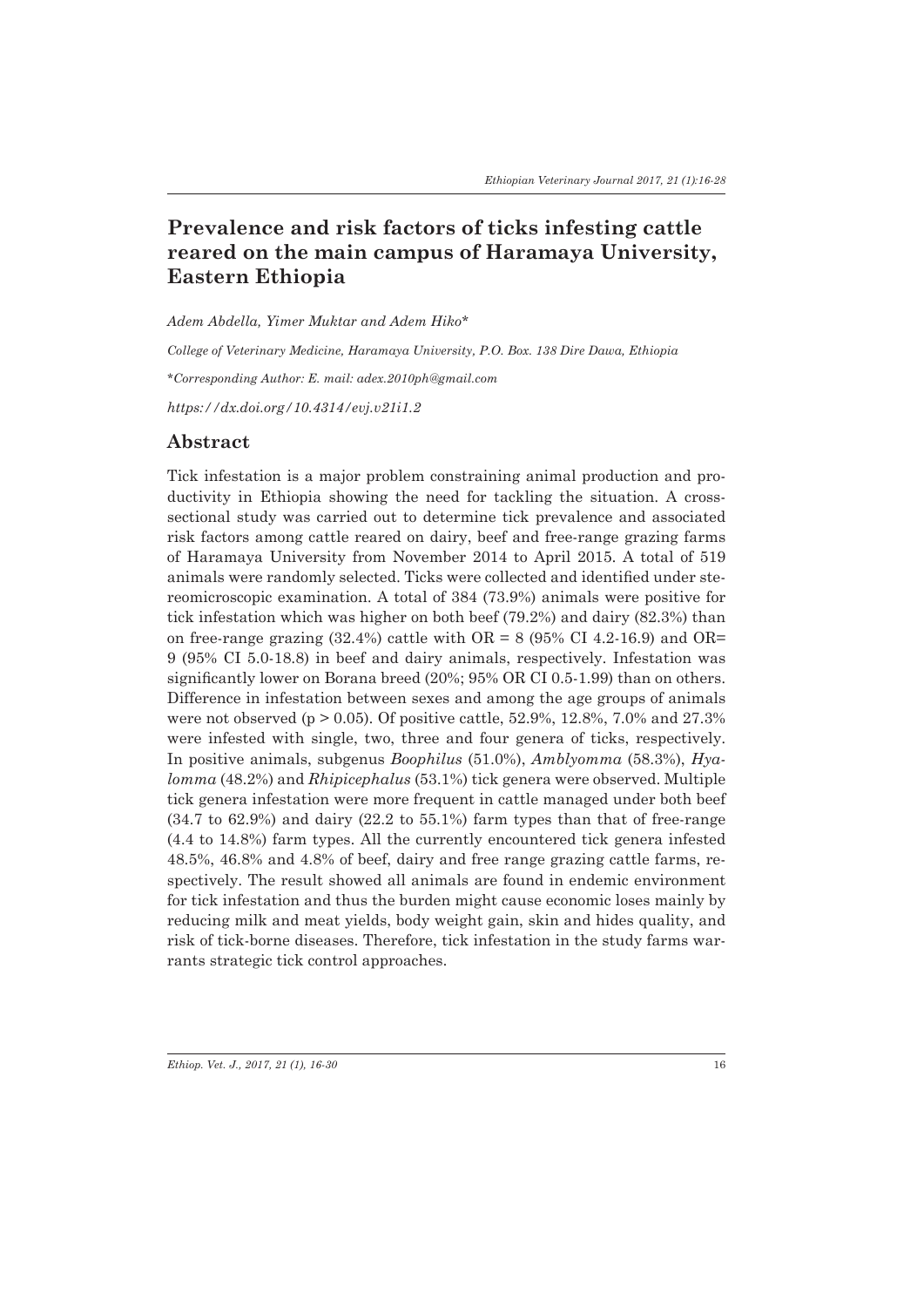# Prevalence and risk factors of ticks infesting cattle reared on the main campus of Haramaya University, Eastern Ethiopia

*Adem Abdella, Yimer Muktar and Adem Hiko\**

*College of Veterinary Medicine, Haramaya University, P.O. Box. 138 Dire Dawa, Ethiopia*

*\*Corresponding Author: E. mail: adex.2010ph@gmail.com*

*https://dx.doi.org/10.4314/evj.v21i1.2*

## Abstract

Tick infestation is a major problem constraining animal production and productivity in Ethiopia showing the need for tackling the situation. A cross-sectional study was carried out to determine tick prevalence and associated risk factors among cattle reared on dairy, beef and free-range grazing farms of Haramaya University from November 2014 to April 2015. A total of 519 animals were randomly selected. Ticks were collected and identified under stereomicroscopic examination. A total of 384 (73.9%) animals were positive for tick infestation which was higher on both beef (79.2%) and dairy (82.3%) than on free-range grazing (32.4%) cattle with OR = 8 (95% CI 4.2-16.9) and OR= 9 (95% CI 5.0-18.8) in beef and dairy animals, respectively. Infestation was significantly lower on Borana breed (20%; 95% OR CI 0.5-1.99) than on others. Difference in infestation between sexes and among the age groups of animals were not observed ($p > 0.05$). Of positive cattle, 52.9%, 12.8%, 7.0% and 27.3% were infested with single, two, three and four genera of ticks, respectively. In positive animals, subgenus *Boophilus* (51.0%), *Amblyomma* (58.3%), *Hyalomma* (48.2%) and *Rhipicephalus* (53.1%) tick genera were observed. Multiple tick genera infestation were more frequent in cattle managed under both beef (34.7 to 62.9%) and dairy (22.2 to 55.1%) farm types than that of free-range (4.4 to 14.8%) farm types. All the currently encountered tick genera infested 48.5%, 46.8% and 4.8% of beef, dairy and free range grazing cattle farms, respectively. The result showed all animals are found in endemic environment for tick infestation and thus the burden might cause economic loses mainly by reducing milk and meat yields, body weight gain, skin and hides quality, and risk of tick-borne diseases. Therefore, tick infestation in the study farms warrants strategic tick control approaches.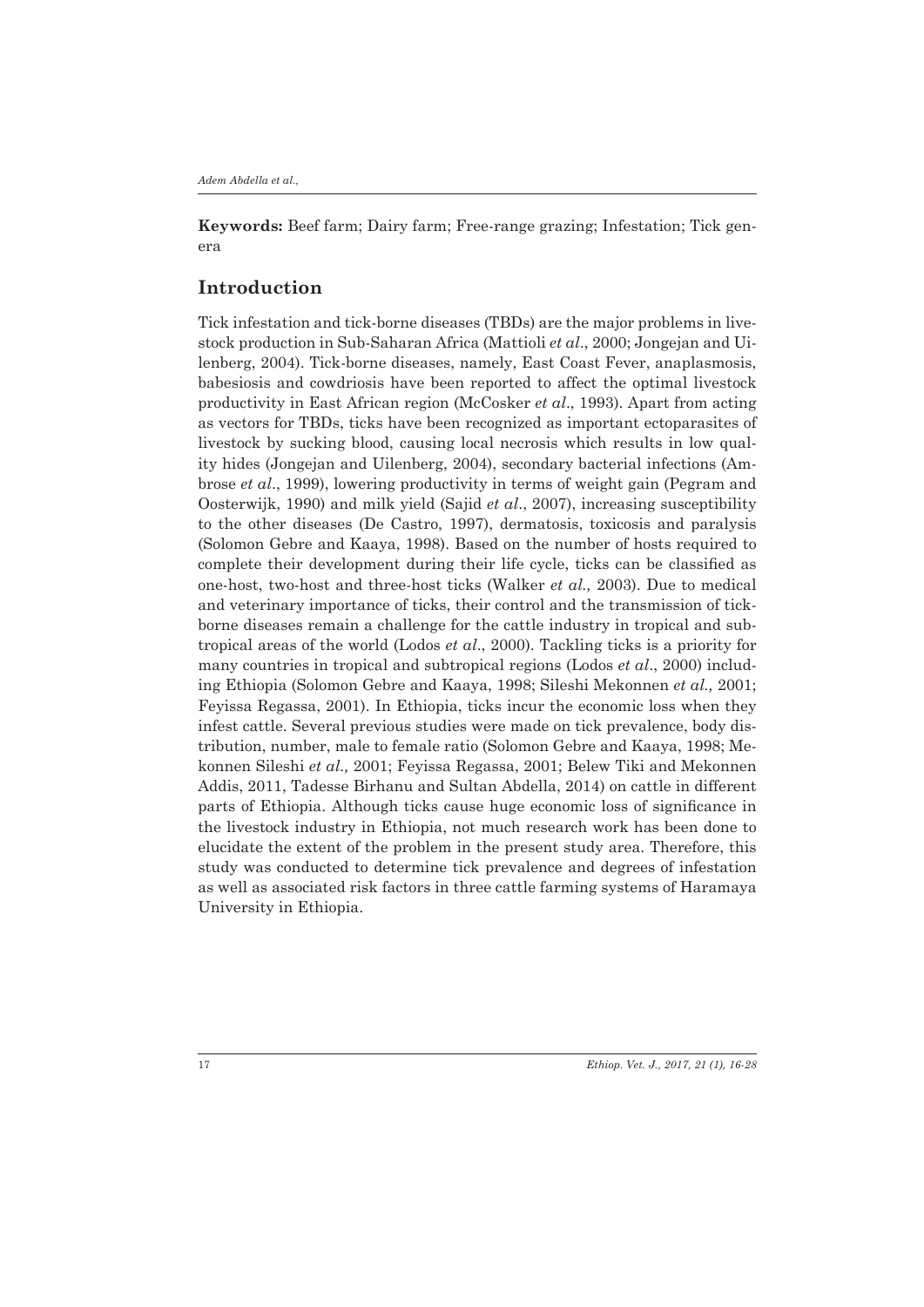**Keywords:** Beef farm; Dairy farm; Free-range grazing; Infestation; Tick genera

## Introduction

Tick infestation and tick-borne diseases (TBDs) are the major problems in livestock production in Sub-Saharan Africa (Mattioli *et al*., 2000; Jongejan and Uilenberg, 2004). Tick-borne diseases, namely, East Coast Fever, anaplasmosis, babesiosis and cowdriosis have been reported to affect the optimal livestock productivity in East African region (McCosker *et al*., 1993). Apart from acting as vectors for TBDs, ticks have been recognized as important ectoparasites of livestock by sucking blood, causing local necrosis which results in low quality hides (Jongejan and Uilenberg, 2004), secondary bacterial infections (Ambrose *et al*., 1999), lowering productivity in terms of weight gain (Pegram and Oosterwijk, 1990) and milk yield (Sajid *et al*., 2007), increasing susceptibility to the other diseases (De Castro, 1997), dermatosis, toxicosis and paralysis (Solomon Gebre and Kaaya, 1998). Based on the number of hosts required to complete their development during their life cycle, ticks can be classified as one-host, two-host and three-host ticks (Walker *et al.,* 2003). Due to medical and veterinary importance of ticks, their control and the transmission of tick-borne diseases remain a challenge for the cattle industry in tropical and subtropical areas of the world (Lodos *et al*., 2000). Tackling ticks is a priority for many countries in tropical and subtropical regions (Lodos *et al*., 2000) including Ethiopia (Solomon Gebre and Kaaya, 1998; Sileshi Mekonnen *et al.,* 2001; Feyissa Regassa, 2001). In Ethiopia, ticks incur the economic loss when they infest cattle. Several previous studies were made on tick prevalence, body distribution, number, male to female ratio (Solomon Gebre and Kaaya, 1998; Mekonnen Sileshi *et al.,* 2001; Feyissa Regassa, 2001; Belew Tiki and Mekonnen Addis, 2011, Tadesse Birhanu and Sultan Abdella, 2014) on cattle in different parts of Ethiopia. Although ticks cause huge economic loss of significance in the livestock industry in Ethiopia, not much research work has been done to elucidate the extent of the problem in the present study area. Therefore, this study was conducted to determine tick prevalence and degrees of infestation as well as associated risk factors in three cattle farming systems of Haramaya University in Ethiopia.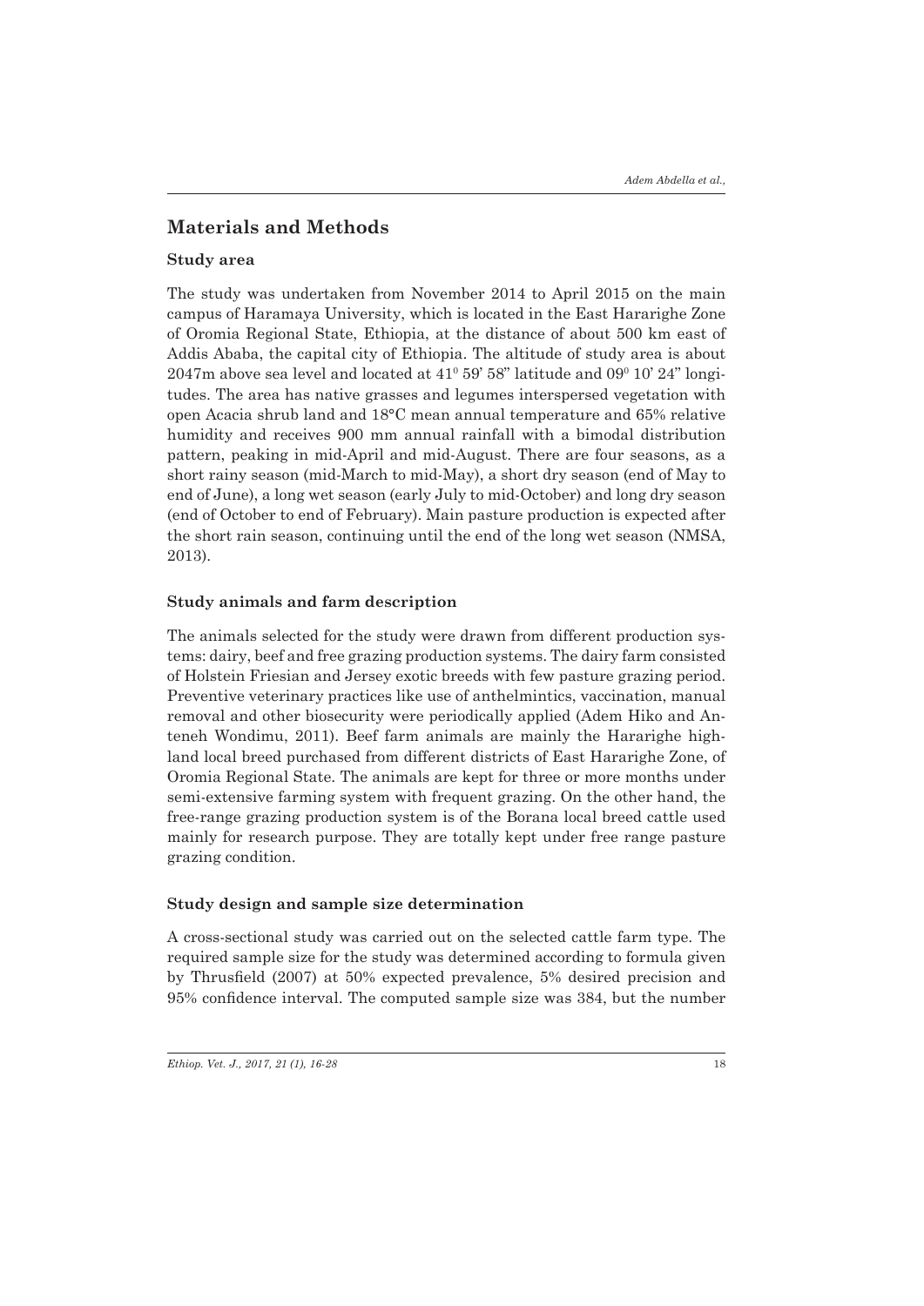## Materials and Methods

### Study area

The study was undertaken from November 2014 to April 2015 on the main campus of Haramaya University, which is located in the East Hararighe Zone of Oromia Regional State, Ethiopia, at the distance of about 500 km east of Addis Ababa, the capital city of Ethiopia. The altitude of study area is about 2047m above sea level and located at $41^0$ 59' 58" latitude and $09^0$ 10' 24" longitudes. The area has native grasses and legumes interspersed vegetation with open Acacia shrub land and 18°C mean annual temperature and 65% relative humidity and receives 900 mm annual rainfall with a bimodal distribution pattern, peaking in mid-April and mid-August. There are four seasons, as a short rainy season (mid-March to mid-May), a short dry season (end of May to end of June), a long wet season (early July to mid-October) and long dry season (end of October to end of February). Main pasture production is expected after the short rain season, continuing until the end of the long wet season (NMSA, 2013).

### Study animals and farm description

The animals selected for the study were drawn from different production systems: dairy, beef and free grazing production systems. The dairy farm consisted of Holstein Friesian and Jersey exotic breeds with few pasture grazing period. Preventive veterinary practices like use of anthelmintics, vaccination, manual removal and other biosecurity were periodically applied (Adem Hiko and Anteneh Wondimu, 2011). Beef farm animals are mainly the Hararighe highland local breed purchased from different districts of East Hararighe Zone, of Oromia Regional State. The animals are kept for three or more months under semi-extensive farming system with frequent grazing. On the other hand, the free-range grazing production system is of the Borana local breed cattle used mainly for research purpose. They are totally kept under free range pasture grazing condition.

### Study design and sample size determination

A cross-sectional study was carried out on the selected cattle farm type. The required sample size for the study was determined according to formula given by Thrusfield (2007) at 50% expected prevalence, 5% desired precision and 95% confidence interval. The computed sample size was 384, but the number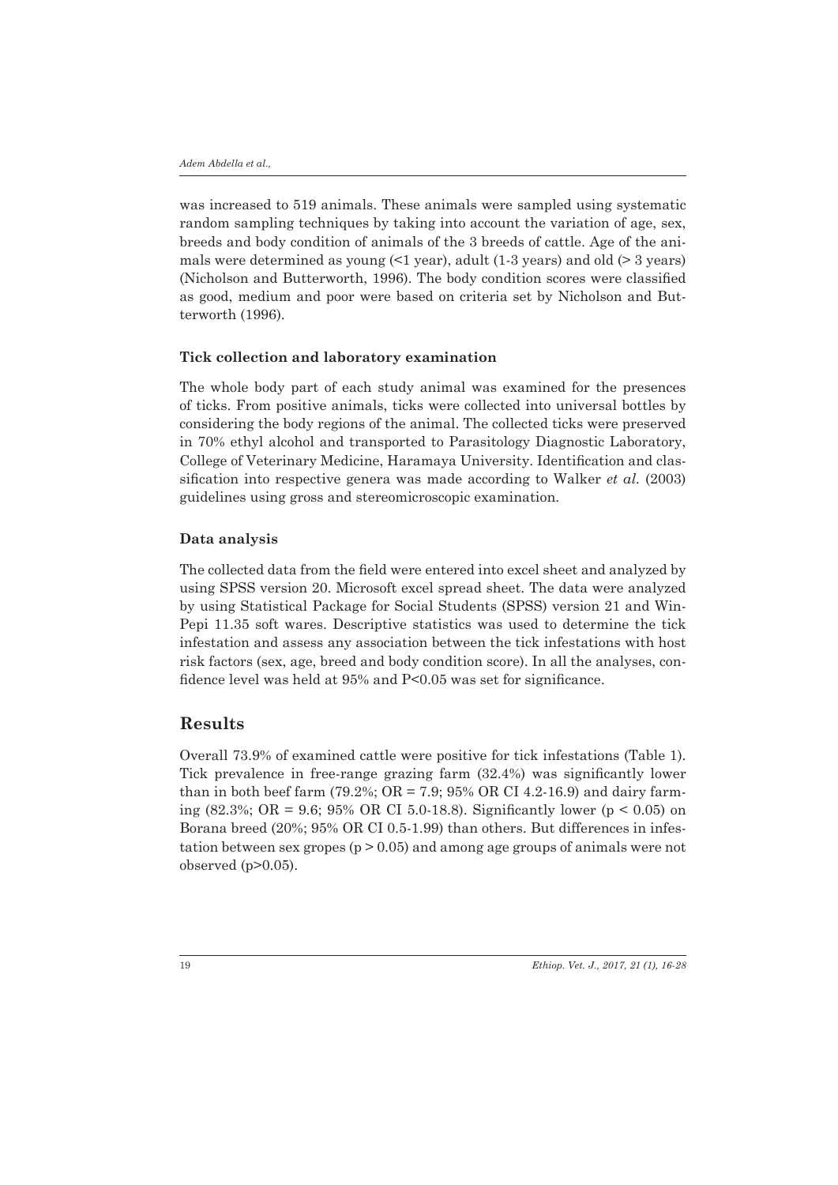was increased to 519 animals. These animals were sampled using systematic random sampling techniques by taking into account the variation of age, sex, breeds and body condition of animals of the 3 breeds of cattle. Age of the animals were determined as young (<1 year), adult (1-3 years) and old (> 3 years) (Nicholson and Butterworth, 1996). The body condition scores were classified as good, medium and poor were based on criteria set by Nicholson and Butterworth (1996).

### Tick collection and laboratory examination

The whole body part of each study animal was examined for the presences of ticks. From positive animals, ticks were collected into universal bottles by considering the body regions of the animal. The collected ticks were preserved in 70% ethyl alcohol and transported to Parasitology Diagnostic Laboratory, College of Veterinary Medicine, Haramaya University. Identification and classification into respective genera was made according to Walker *et al.* (2003) guidelines using gross and stereomicroscopic examination.

### Data analysis

The collected data from the field were entered into excel sheet and analyzed by using SPSS version 20. Microsoft excel spread sheet. The data were analyzed by using Statistical Package for Social Students (SPSS) version 21 and Win-Pepi 11.35 soft wares. Descriptive statistics was used to determine the tick infestation and assess any association between the tick infestations with host risk factors (sex, age, breed and body condition score). In all the analyses, confidence level was held at 95% and $P<0.05$ was set for significance.

## Results

Overall 73.9% of examined cattle were positive for tick infestations (Table 1). Tick prevalence in free-range grazing farm (32.4%) was significantly lower than in both beef farm (79.2%; OR = 7.9; 95% OR CI 4.2-16.9) and dairy farming (82.3%; OR = 9.6; 95% OR CI 5.0-18.8). Significantly lower ($p < 0.05$) on Borana breed (20%; 95% OR CI 0.5-1.99) than others. But differences in infestation between sex gropes ($p > 0.05$) and among age groups of animals were not observed ($p>0.05$).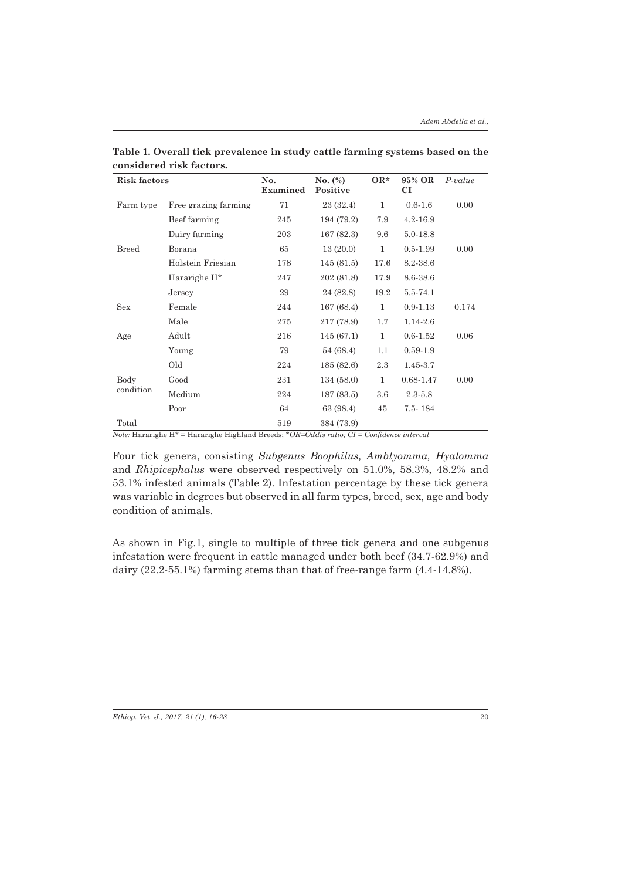**Table 1. Overall tick prevalence in study cattle farming systems based on the considered risk factors.**

| Risk factors | | No. Examined | No. (%) Positive | OR* | 95% OR CI | *P-value* |
|---|---|---|---|---|---|---|
| Farm type | Free grazing farming | 71 | 23 (32.4) | 1 | 0.6-1.6 | 0.00 |
| | Beef farming | 245 | 194 (79.2) | 7.9 | 4.2-16.9 | |
| | Dairy farming | 203 | 167 (82.3) | 9.6 | 5.0-18.8 | |
| Breed | Borana | 65 | 13 (20.0) | 1 | 0.5-1.99 | 0.00 |
| | Holstein Friesian | 178 | 145 (81.5) | 17.6 | 8.2-38.6 | |
| | Hararighe H* | 247 | 202 (81.8) | 17.9 | 8.6-38.6 | |
| | Jersey | 29 | 24 (82.8) | 19.2 | 5.5-74.1 | |
| Sex | Female | 244 | 167 (68.4) | 1 | 0.9-1.13 | 0.174 |
| | Male | 275 | 217 (78.9) | 1.7 | 1.14-2.6 | |
| Age | Adult | 216 | 145 (67.1) | 1 | 0.6-1.52 | 0.06 |
| | Young | 79 | 54 (68.4) | 1.1 | 0.59-1.9 | |
| | Old | 224 | 185 (82.6) | 2.3 | 1.45-3.7 | |
| Body condition | Good | 231 | 134 (58.0) | 1 | 0.68-1.47 | 0.00 |
| | Medium | 224 | 187 (83.5) | 3.6 | 2.3-5.8 | |
| | Poor | 64 | 63 (98.4) | 45 | 7.5- 184 | |
| Total | | 519 | 384 (73.9) | | | |

*Note:* Hararighe H* = Hararighe Highland Breeds; *\*OR=Oddis ratio; CI = Confidence interval*

Four tick genera, consisting *Subgenus Boophilus, Amblyomma, Hyalomma* and *Rhipicephalus* were observed respectively on 51.0%, 58.3%, 48.2% and 53.1% infested animals (Table 2). Infestation percentage by these tick genera was variable in degrees but observed in all farm types, breed, sex, age and body condition of animals.

As shown in Fig.1, single to multiple of three tick genera and one subgenus infestation were frequent in cattle managed under both beef (34.7-62.9%) and dairy (22.2-55.1%) farming stems than that of free-range farm (4.4-14.8%).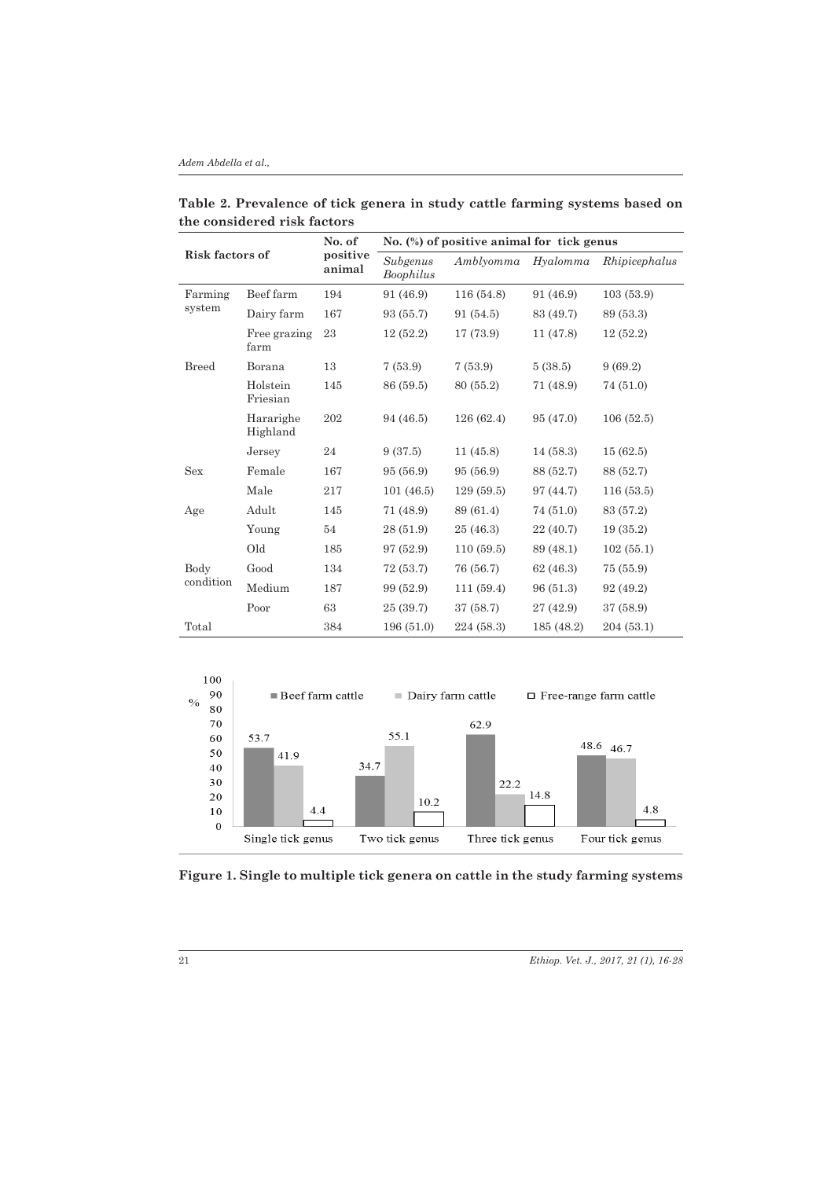**Table 2. Prevalence of tick genera in study cattle farming systems based on the considered risk factors**

| Risk factors of | | No. of positive animal | No. (%) of positive animal for tick genus | | | |
|---|---|---|---|---|---|---|
| | | | *Subgenus Boophilus* | *Amblyomma* | *Hyalomma* | *Rhipicephalus* |
| Farming system | Beef farm | 194 | 91 (46.9) | 116 (54.8) | 91 (46.9) | 103 (53.9) |
| | Dairy farm | 167 | 93 (55.7) | 91 (54.5) | 83 (49.7) | 89 (53.3) |
| | Free grazing farm | 23 | 12 (52.2) | 17 (73.9) | 11 (47.8) | 12 (52.2) |
| Breed | Borana | 13 | 7 (53.9) | 7 (53.9) | 5 (38.5) | 9 (69.2) |
| | Holstein Friesian | 145 | 86 (59.5) | 80 (55.2) | 71 (48.9) | 74 (51.0) |
| | Hararighe Highland | 202 | 94 (46.5) | 126 (62.4) | 95 (47.0) | 106 (52.5) |
| | Jersey | 24 | 9 (37.5) | 11 (45.8) | 14 (58.3) | 15 (62.5) |
| Sex | Female | 167 | 95 (56.9) | 95 (56.9) | 88 (52.7) | 88 (52.7) |
| | Male | 217 | 101 (46.5) | 129 (59.5) | 97 (44.7) | 116 (53.5) |
| Age | Adult | 145 | 71 (48.9) | 89 (61.4) | 74 (51.0) | 83 (57.2) |
| | Young | 54 | 28 (51.9) | 25 (46.3) | 22 (40.7) | 19 (35.2) |
| | Old | 185 | 97 (52.9) | 110 (59.5) | 89 (48.1) | 102 (55.1) |
| Body condition | Good | 134 | 72 (53.7) | 76 (56.7) | 62 (46.3) | 75 (55.9) |
| | Medium | 187 | 99 (52.9) | 111 (59.4) | 96 (51.3) | 92 (49.2) |
| | Poor | 63 | 25 (39.7) | 37 (58.7) | 27 (42.9) | 37 (58.9) |
| Total | | 384 | 196 (51.0) | 224 (58.3) | 185 (48.2) | 204 (53.1) |

**Figure 1. Single to multiple tick genera on cattle in the study farming systems**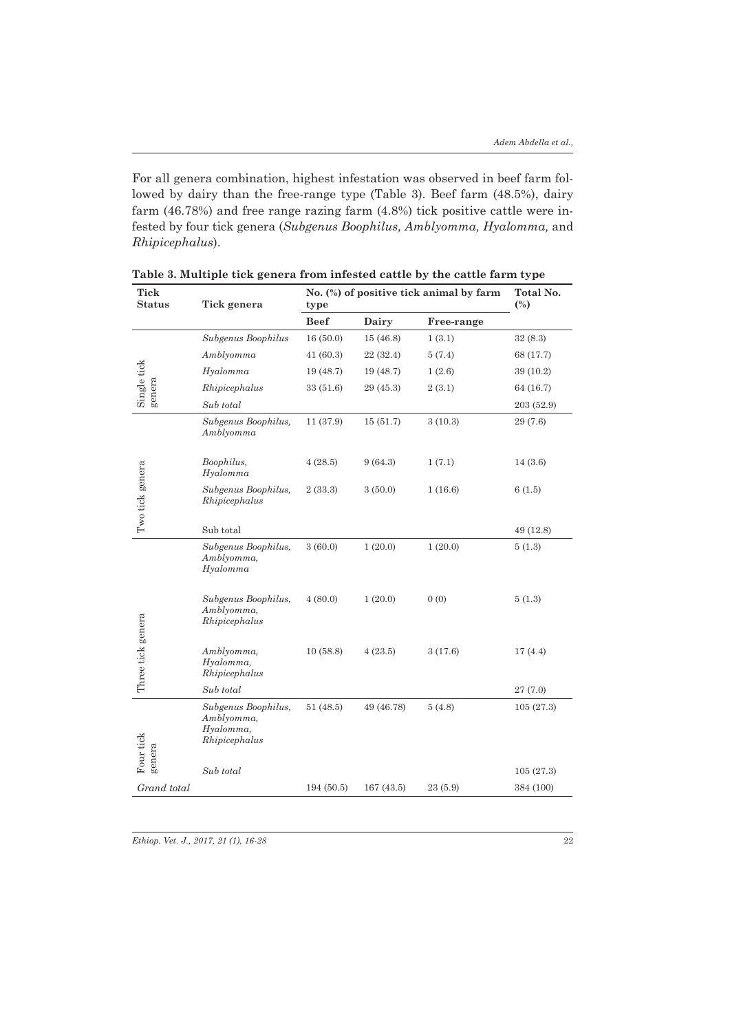For all genera combination, highest infestation was observed in beef farm followed by dairy than the free-range type (Table 3). Beef farm (48.5%), dairy farm (46.78%) and free range razing farm (4.8%) tick positive cattle were infested by four tick genera (*Subgenus Boophilus, Amblyomma, Hyalomma,* and *Rhipicephalus*).

**Table 3. Multiple tick genera from infested cattle by the cattle farm type**

| Tick Status | Tick genera | No. (%) of positive tick animal by farm type | | | Total No. (%) |
|---|---|---|---|---|---|
| | | Beef | Dairy | Free-range | |
| Single tick genera | *Subgenus Boophilus* | 16 (50.0) | 15 (46.8) | 1 (3.1) | 32 (8.3) |
| | *Amblyomma* | 41 (60.3) | 22 (32.4) | 5 (7.4) | 68 (17.7) |
| | *Hyalomma* | 19 (48.7) | 19 (48.7) | 1 (2.6) | 39 (10.2) |
| | *Rhipicephalus* | 33 (51.6) | 29 (45.3) | 2 (3.1) | 64 (16.7) |
| | *Sub total* | | | | 203 (52.9) |
| Two tick genera | *Subgenus Boophilus, Amblyomma* | 11 (37.9) | 15 (51.7) | 3 (10.3) | 29 (7.6) |
| | *Boophilus, Hyalomma* | 4 (28.5) | 9 (64.3) | 1 (7.1) | 14 (3.6) |
| | *Subgenus Boophilus, Rhipicephalus* | 2 (33.3) | 3 (50.0) | 1 (16.6) | 6 (1.5) |
| | Sub total | | | | 49 (12.8) |
| Three tick genera | *Subgenus Boophilus, Amblyomma, Hyalomma* | 3 (60.0) | 1 (20.0) | 1 (20.0) | 5 (1.3) |
| | *Subgenus Boophilus, Amblyomma, Rhipicephalus* | 4 (80.0) | 1 (20.0) | 0 (0) | 5 (1.3) |
| | *Amblyomma, Hyalomma, Rhipicephalus* | 10 (58.8) | 4 (23.5) | 3 (17.6) | 17 (4.4) |
| | *Sub total* | | | | 27 (7.0) |
| Four tick genera | *Subgenus Boophilus, Amblyomma, Hyalomma, Rhipicephalus* | 51 (48.5) | 49 (46.78) | 5 (4.8) | 105 (27.3) |
| | *Sub total* | | | | 105 (27.3) |
| *Grand total* | | 194 (50.5) | 167 (43.5) | 23 (5.9) | 384 (100) |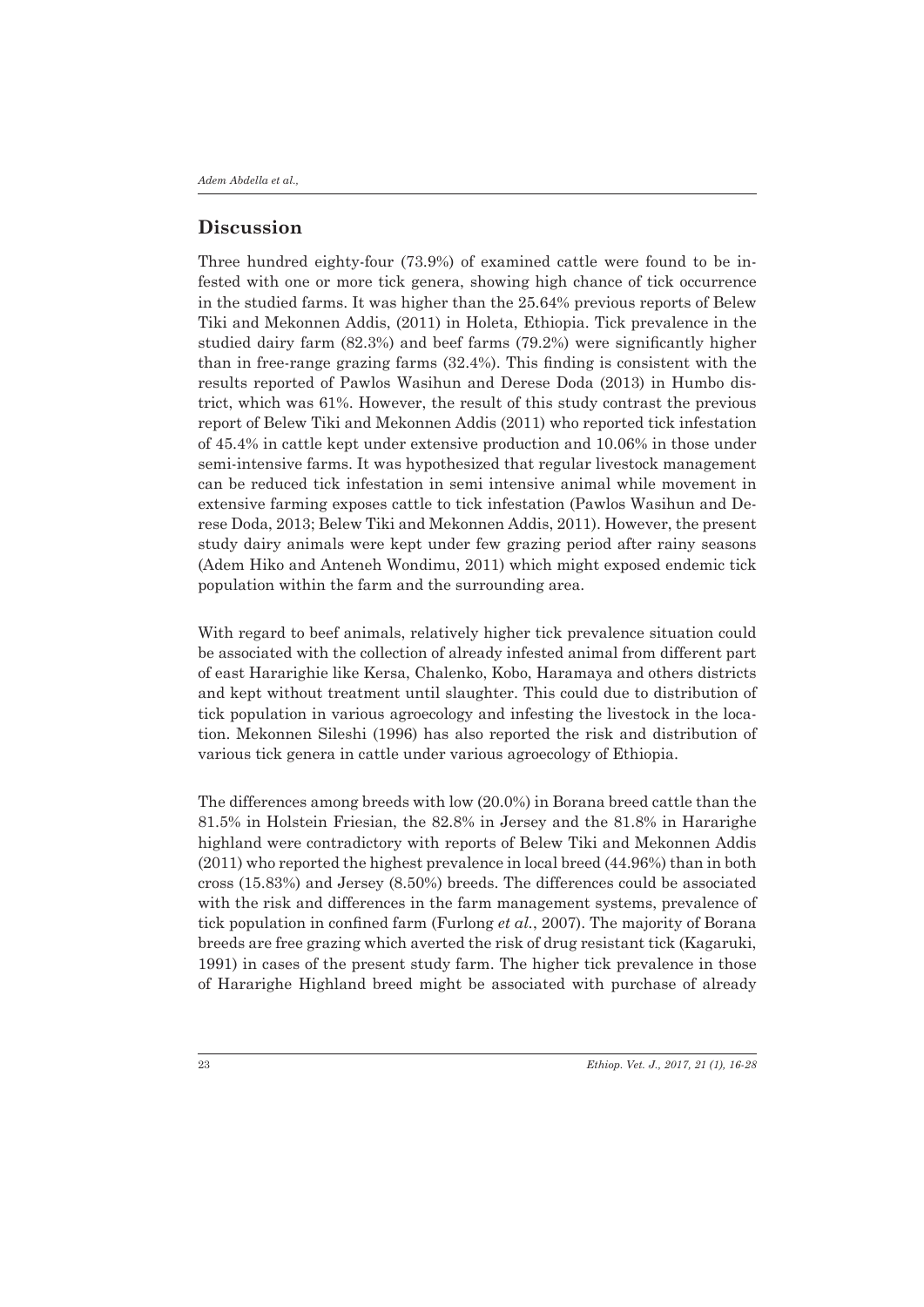## Discussion

Three hundred eighty-four (73.9%) of examined cattle were found to be infested with one or more tick genera, showing high chance of tick occurrence in the studied farms. It was higher than the 25.64% previous reports of Belew Tiki and Mekonnen Addis, (2011) in Holeta, Ethiopia. Tick prevalence in the studied dairy farm (82.3%) and beef farms (79.2%) were significantly higher than in free-range grazing farms (32.4%). This finding is consistent with the results reported of Pawlos Wasihun and Derese Doda (2013) in Humbo district, which was 61%. However, the result of this study contrast the previous report of Belew Tiki and Mekonnen Addis (2011) who reported tick infestation of 45.4% in cattle kept under extensive production and 10.06% in those under semi-intensive farms. It was hypothesized that regular livestock management can be reduced tick infestation in semi intensive animal while movement in extensive farming exposes cattle to tick infestation (Pawlos Wasihun and Derese Doda, 2013; Belew Tiki and Mekonnen Addis, 2011). However, the present study dairy animals were kept under few grazing period after rainy seasons (Adem Hiko and Anteneh Wondimu, 2011) which might exposed endemic tick population within the farm and the surrounding area.

With regard to beef animals, relatively higher tick prevalence situation could be associated with the collection of already infested animal from different part of east Hararighie like Kersa, Chalenko, Kobo, Haramaya and others districts and kept without treatment until slaughter. This could due to distribution of tick population in various agroecology and infesting the livestock in the location. Mekonnen Sileshi (1996) has also reported the risk and distribution of various tick genera in cattle under various agroecology of Ethiopia.

The differences among breeds with low (20.0%) in Borana breed cattle than the 81.5% in Holstein Friesian, the 82.8% in Jersey and the 81.8% in Hararighe highland were contradictory with reports of Belew Tiki and Mekonnen Addis (2011) who reported the highest prevalence in local breed (44.96%) than in both cross (15.83%) and Jersey (8.50%) breeds. The differences could be associated with the risk and differences in the farm management systems, prevalence of tick population in confined farm (Furlong *et al.*, 2007). The majority of Borana breeds are free grazing which averted the risk of drug resistant tick (Kagaruki, 1991) in cases of the present study farm. The higher tick prevalence in those of Hararighe Highland breed might be associated with purchase of already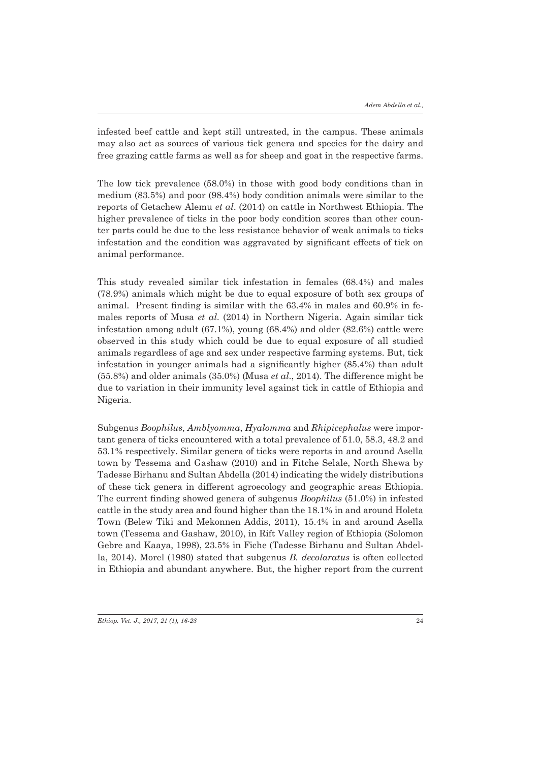infested beef cattle and kept still untreated, in the campus. These animals may also act as sources of various tick genera and species for the dairy and free grazing cattle farms as well as for sheep and goat in the respective farms.

The low tick prevalence (58.0%) in those with good body conditions than in medium (83.5%) and poor (98.4%) body condition animals were similar to the reports of Getachew Alemu *et al*. (2014) on cattle in Northwest Ethiopia. The higher prevalence of ticks in the poor body condition scores than other counter parts could be due to the less resistance behavior of weak animals to ticks infestation and the condition was aggravated by significant effects of tick on animal performance.

This study revealed similar tick infestation in females (68.4%) and males (78.9%) animals which might be due to equal exposure of both sex groups of animal. Present finding is similar with the 63.4% in males and 60.9% in females reports of Musa *et al*. (2014) in Northern Nigeria. Again similar tick infestation among adult (67.1%), young (68.4%) and older (82.6%) cattle were observed in this study which could be due to equal exposure of all studied animals regardless of age and sex under respective farming systems. But, tick infestation in younger animals had a significantly higher (85.4%) than adult (55.8%) and older animals (35.0%) (Musa *et al*., 2014). The difference might be due to variation in their immunity level against tick in cattle of Ethiopia and Nigeria.

Subgenus *Boophilus, Amblyomma*, *Hyalomma* and *Rhipicephalus* were important genera of ticks encountered with a total prevalence of 51.0, 58.3, 48.2 and 53.1% respectively. Similar genera of ticks were reports in and around Asella town by Tessema and Gashaw (2010) and in Fitche Selale, North Shewa by Tadesse Birhanu and Sultan Abdella (2014) indicating the widely distributions of these tick genera in different agroecology and geographic areas Ethiopia. The current finding showed genera of subgenus *Boophilus* (51.0%) in infested cattle in the study area and found higher than the 18.1% in and around Holeta Town (Belew Tiki and Mekonnen Addis, 2011), 15.4% in and around Asella town (Tessema and Gashaw, 2010), in Rift Valley region of Ethiopia (Solomon Gebre and Kaaya, 1998), 23.5% in Fiche (Tadesse Birhanu and Sultan Abdella, 2014). Morel (1980) stated that subgenus *B. decolaratus* is often collected in Ethiopia and abundant anywhere. But, the higher report from the current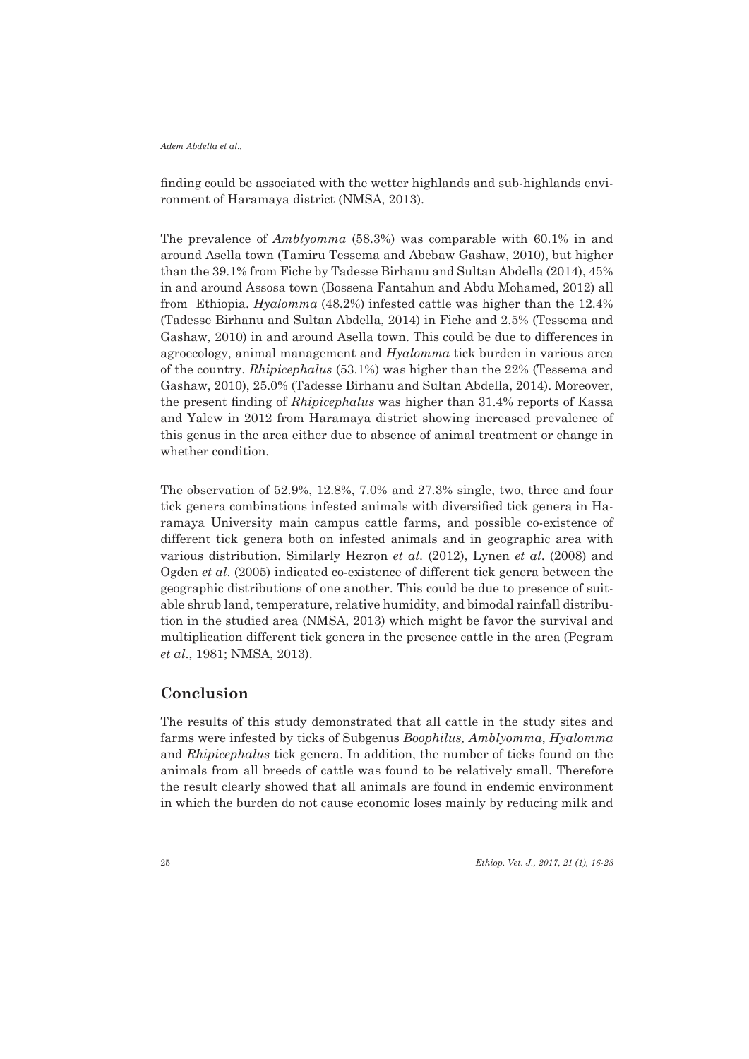finding could be associated with the wetter highlands and sub-highlands environment of Haramaya district (NMSA, 2013).

The prevalence of *Amblyomma* (58.3%) was comparable with 60.1% in and around Asella town (Tamiru Tessema and Abebaw Gashaw, 2010), but higher than the 39.1% from Fiche by Tadesse Birhanu and Sultan Abdella (2014), 45% in and around Assosa town (Bossena Fantahun and Abdu Mohamed, 2012) all from Ethiopia. *Hyalomma* (48.2%) infested cattle was higher than the 12.4% (Tadesse Birhanu and Sultan Abdella, 2014) in Fiche and 2.5% (Tessema and Gashaw, 2010) in and around Asella town. This could be due to differences in agroecology, animal management and *Hyalomma* tick burden in various area of the country. *Rhipicephalus* (53.1%) was higher than the 22% (Tessema and Gashaw, 2010), 25.0% (Tadesse Birhanu and Sultan Abdella, 2014). Moreover, the present finding of *Rhipicephalus* was higher than 31.4% reports of Kassa and Yalew in 2012 from Haramaya district showing increased prevalence of this genus in the area either due to absence of animal treatment or change in whether condition.

The observation of 52.9%, 12.8%, 7.0% and 27.3% single, two, three and four tick genera combinations infested animals with diversified tick genera in Haramaya University main campus cattle farms, and possible co-existence of different tick genera both on infested animals and in geographic area with various distribution. Similarly Hezron *et al*. (2012), Lynen *et al*. (2008) and Ogden *et al*. (2005) indicated co-existence of different tick genera between the geographic distributions of one another. This could be due to presence of suitable shrub land, temperature, relative humidity, and bimodal rainfall distribution in the studied area (NMSA, 2013) which might be favor the survival and multiplication different tick genera in the presence cattle in the area (Pegram *et al*., 1981; NMSA, 2013).

## Conclusion

The results of this study demonstrated that all cattle in the study sites and farms were infested by ticks of Subgenus *Boophilus, Amblyomma*, *Hyalomma* and *Rhipicephalus* tick genera. In addition, the number of ticks found on the animals from all breeds of cattle was found to be relatively small. Therefore the result clearly showed that all animals are found in endemic environment in which the burden do not cause economic loses mainly by reducing milk and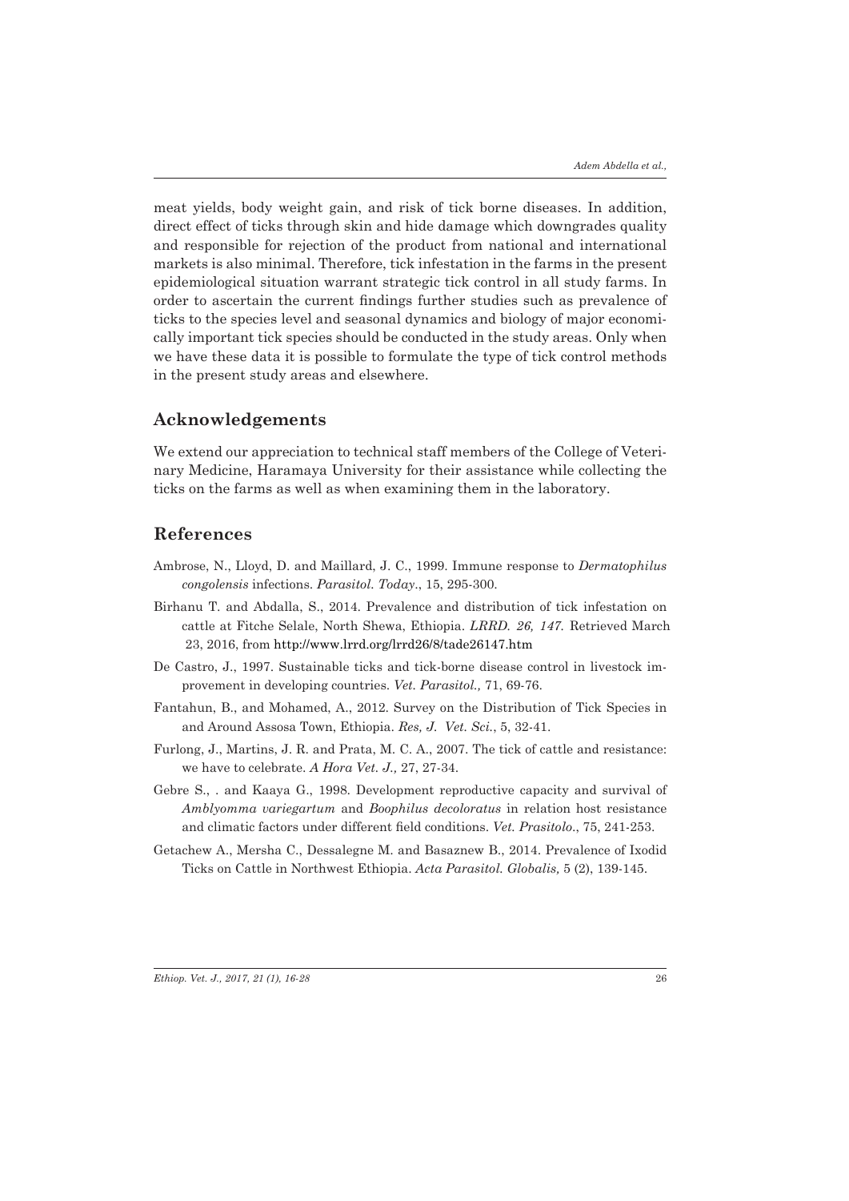meat yields, body weight gain, and risk of tick borne diseases. In addition, direct effect of ticks through skin and hide damage which downgrades quality and responsible for rejection of the product from national and international markets is also minimal. Therefore, tick infestation in the farms in the present epidemiological situation warrant strategic tick control in all study farms. In order to ascertain the current findings further studies such as prevalence of ticks to the species level and seasonal dynamics and biology of major economically important tick species should be conducted in the study areas. Only when we have these data it is possible to formulate the type of tick control methods in the present study areas and elsewhere.

## Acknowledgements

We extend our appreciation to technical staff members of the College of Veterinary Medicine, Haramaya University for their assistance while collecting the ticks on the farms as well as when examining them in the laboratory.

## References

Ambrose, N., Lloyd, D. and Maillard, J. C., 1999. Immune response to *Dermatophilus congolensis* infections. *Parasitol. Today*., 15, 295-300.

Birhanu T. and Abdalla, S., 2014. Prevalence and distribution of tick infestation on cattle at Fitche Selale, North Shewa, Ethiopia. *LRRD. 26, 147.* Retrieved March 23, 2016, from http://www.lrrd.org/lrrd26/8/tade26147.htm

De Castro, J., 1997. Sustainable ticks and tick-borne disease control in livestock improvement in developing countries. *Vet. Parasitol.,* 71, 69-76.

Fantahun, B., and Mohamed, A., 2012. Survey on the Distribution of Tick Species in and Around Assosa Town, Ethiopia. *Res, J. Vet. Sci.*, 5, 32-41.

Furlong, J., Martins, J. R. and Prata, M. C. A., 2007. The tick of cattle and resistance: we have to celebrate. *A Hora Vet. J.,* 27, 27-34.

Gebre S., . and Kaaya G., 1998. Development reproductive capacity and survival of *Amblyomma variegartum* and *Boophilus decoloratus* in relation host resistance and climatic factors under different field conditions. *Vet. Prasitolo*., 75, 241-253.

Getachew A., Mersha C., Dessalegne M. and Basaznew B., 2014. Prevalence of Ixodid Ticks on Cattle in Northwest Ethiopia. *Acta Parasitol. Globalis,* 5 (2), 139-145.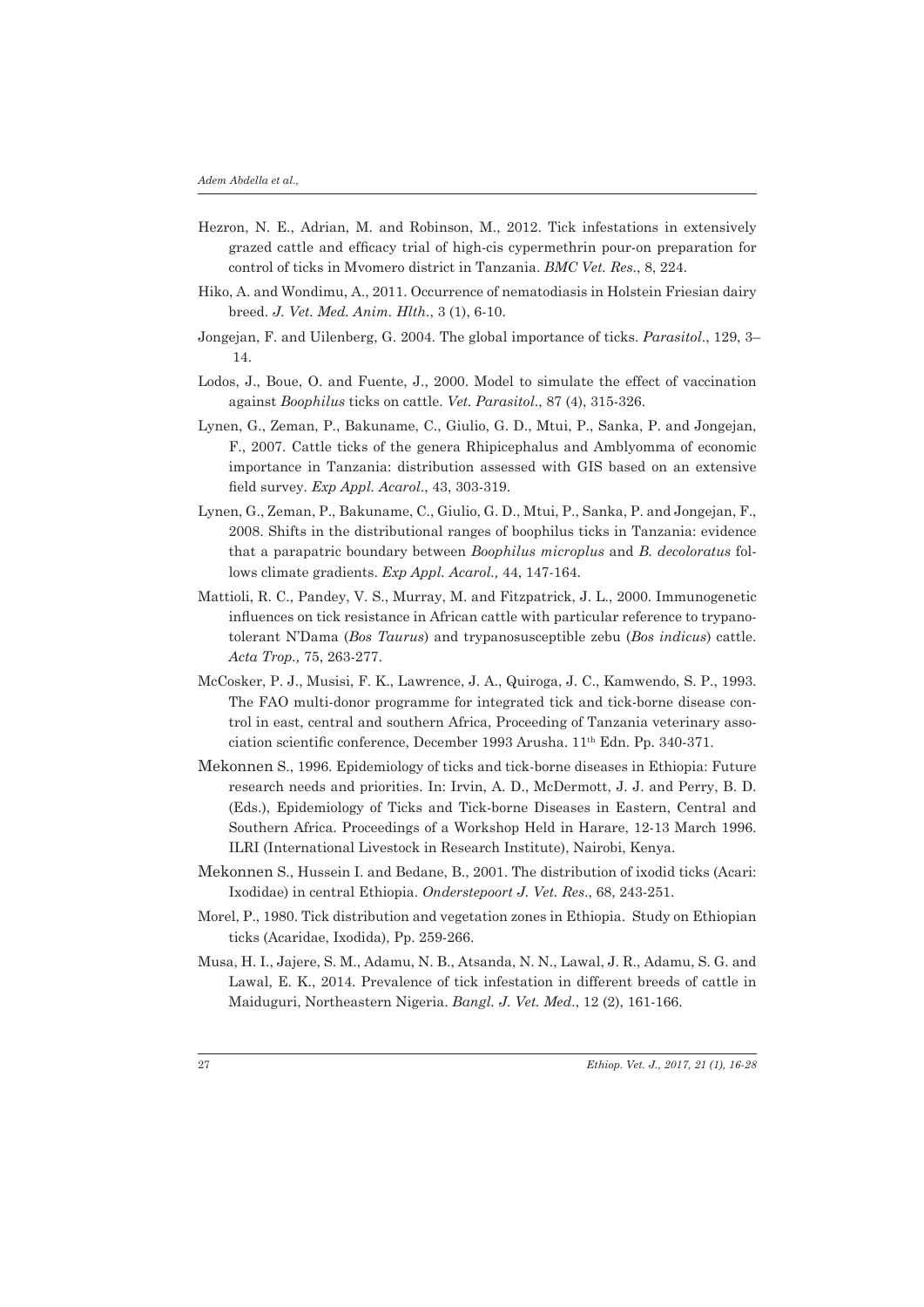Hezron, N. E., Adrian, M. and Robinson, M., 2012. Tick infestations in extensively grazed cattle and efficacy trial of high-cis cypermethrin pour-on preparation for control of ticks in Mvomero district in Tanzania. *BMC Vet. Res*., 8, 224.

Hiko, A. and Wondimu, A., 2011. Occurrence of nematodiasis in Holstein Friesian dairy breed. *J. Vet. Med. Anim. Hlth*., 3 (1), 6-10.

Jongejan, F. and Uilenberg, G. 2004. The global importance of ticks. *Parasitol*., 129, 3–14.

Lodos, J., Boue, O. and Fuente, J., 2000. Model to simulate the effect of vaccination against *Boophilus* ticks on cattle. *Vet. Parasitol*., 87 (4), 315-326.

Lynen, G., Zeman, P., Bakuname, C., Giulio, G. D., Mtui, P., Sanka, P. and Jongejan, F., 2007. Cattle ticks of the genera Rhipicephalus and Amblyomma of economic importance in Tanzania: distribution assessed with GIS based on an extensive field survey. *Exp Appl. Acarol*., 43, 303-319.

Lynen, G., Zeman, P., Bakuname, C., Giulio, G. D., Mtui, P., Sanka, P. and Jongejan, F., 2008. Shifts in the distributional ranges of boophilus ticks in Tanzania: evidence that a parapatric boundary between *Boophilus microplus* and *B. decoloratus* follows climate gradients. *Exp Appl. Acarol.,* 44, 147-164.

Mattioli, R. C., Pandey, V. S., Murray, M. and Fitzpatrick, J. L., 2000. Immunogenetic influences on tick resistance in African cattle with particular reference to trypanotolerant N'Dama (*Bos Taurus*) and trypanosusceptible zebu (*Bos indicus*) cattle. *Acta Trop.,* 75, 263-277.

McCosker, P. J., Musisi, F. K., Lawrence, J. A., Quiroga, J. C., Kamwendo, S. P., 1993. The FAO multi-donor programme for integrated tick and tick-borne disease control in east, central and southern Africa, Proceeding of Tanzania veterinary association scientific conference, December 1993 Arusha. 11th Edn. Pp. 340-371.

Mekonnen S., 1996. Epidemiology of ticks and tick-borne diseases in Ethiopia: Future research needs and priorities. In: Irvin, A. D., McDermott, J. J. and Perry, B. D. (Eds.), Epidemiology of Ticks and Tick-borne Diseases in Eastern, Central and Southern Africa. Proceedings of a Workshop Held in Harare, 12-13 March 1996. ILRI (International Livestock in Research Institute), Nairobi, Kenya.

Mekonnen S., Hussein I. and Bedane, B., 2001. The distribution of ixodid ticks (Acari: Ixodidae) in central Ethiopia. *Onderstepoort J. Vet. Res*., 68, 243-251.

Morel, P., 1980. Tick distribution and vegetation zones in Ethiopia. Study on Ethiopian ticks (Acaridae, Ixodida), Pp. 259-266.

Musa, H. I., Jajere, S. M., Adamu, N. B., Atsanda, N. N., Lawal, J. R., Adamu, S. G. and Lawal, E. K., 2014. Prevalence of tick infestation in different breeds of cattle in Maiduguri, Northeastern Nigeria. *Bangl. J. Vet. Med*., 12 (2), 161-166.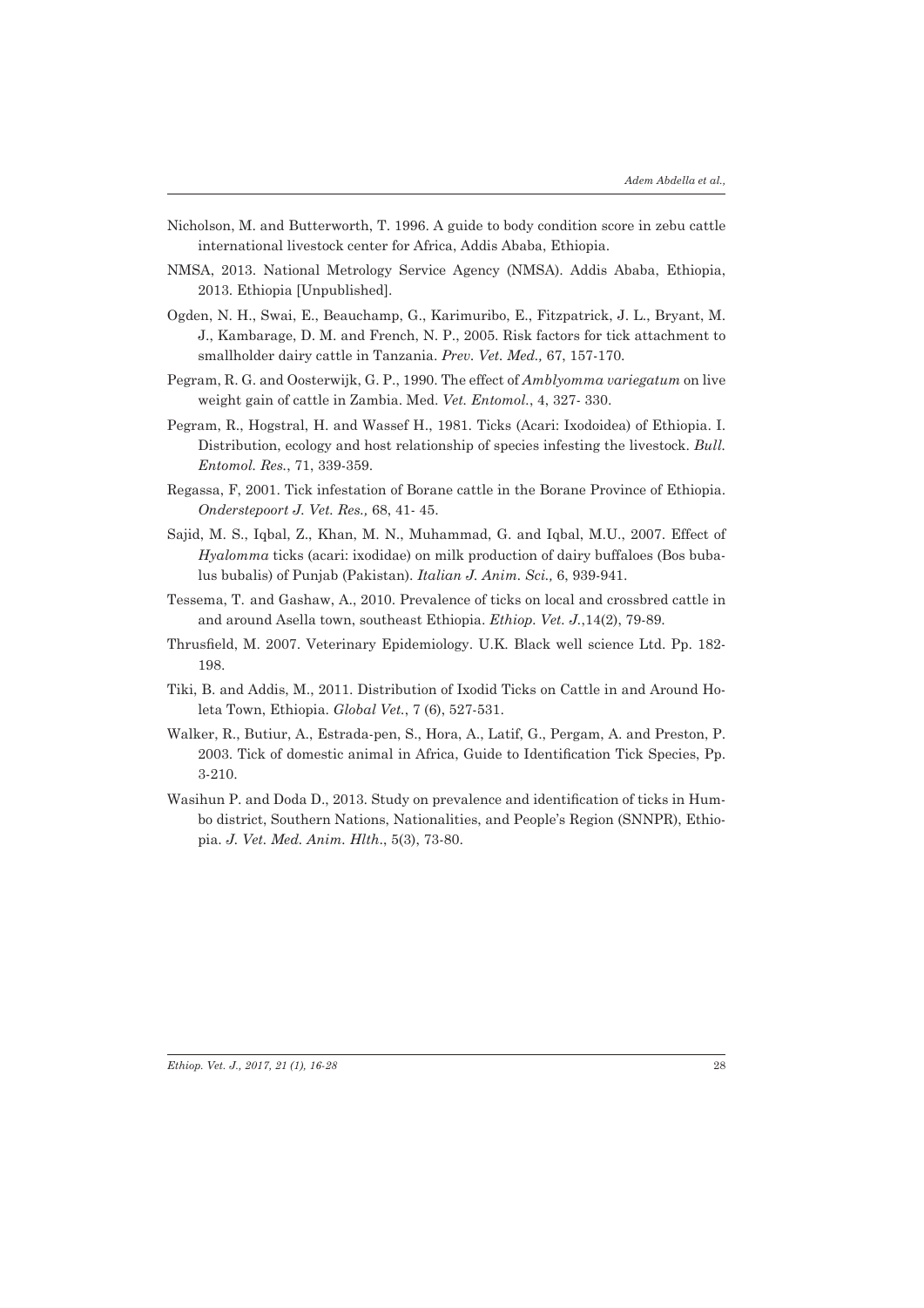Nicholson, M. and Butterworth, T. 1996. A guide to body condition score in zebu cattle international livestock center for Africa, Addis Ababa, Ethiopia.

NMSA, 2013. National Metrology Service Agency (NMSA). Addis Ababa, Ethiopia, 2013. Ethiopia [Unpublished].

Ogden, N. H., Swai, E., Beauchamp, G., Karimuribo, E., Fitzpatrick, J. L., Bryant, M. J., Kambarage, D. M. and French, N. P., 2005. Risk factors for tick attachment to smallholder dairy cattle in Tanzania. *Prev. Vet. Med.,* 67, 157-170.

Pegram, R. G. and Oosterwijk, G. P., 1990. The effect of *Amblyomma variegatum* on live weight gain of cattle in Zambia. Med. *Vet. Entomol.*, 4, 327- 330.

Pegram, R., Hogstral, H. and Wassef H., 1981. Ticks (Acari: Ixodoidea) of Ethiopia. I. Distribution, ecology and host relationship of species infesting the livestock. *Bull. Entomol. Res.*, 71, 339-359.

Regassa, F, 2001. Tick infestation of Borane cattle in the Borane Province of Ethiopia. *Onderstepoort J. Vet. Res.,* 68, 41- 45.

Sajid, M. S., Iqbal, Z., Khan, M. N., Muhammad, G. and Iqbal, M.U., 2007. Effect of *Hyalomma* ticks (acari: ixodidae) on milk production of dairy buffaloes (Bos bubalus bubalis) of Punjab (Pakistan). *Italian J. Anim. Sci.,* 6, 939-941.

Tessema, T. and Gashaw, A., 2010. Prevalence of ticks on local and crossbred cattle in and around Asella town, southeast Ethiopia. *Ethiop. Vet. J.*,14(2), 79-89.

Thrusfield, M. 2007. Veterinary Epidemiology. U.K. Black well science Ltd. Pp. 182-198.

Tiki, B. and Addis, M., 2011. Distribution of Ixodid Ticks on Cattle in and Around Holeta Town, Ethiopia. *Global Vet.*, 7 (6), 527-531.

Walker, R., Butiur, A., Estrada-pen, S., Hora, A., Latif, G., Pergam, A. and Preston, P. 2003. Tick of domestic animal in Africa, Guide to Identification Tick Species, Pp. 3-210.

Wasihun P. and Doda D., 2013. Study on prevalence and identification of ticks in Humbo district, Southern Nations, Nationalities, and People's Region (SNNPR), Ethiopia. *J. Vet. Med. Anim. Hlth*., 5(3), 73-80.